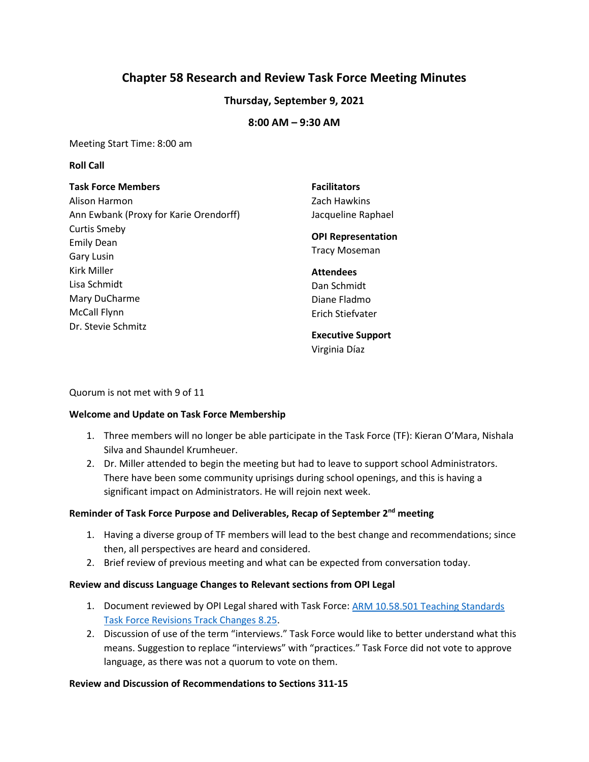# Chapter 58 Research and Review Task Force Meeting Minutes

### Thursday, September 9, 2021

### 8:00 AM – 9:30 AM

Meeting Start Time: 8:00 am

**Roll Call**

**Task Force Members**
Alison Harmon
Ann Ewbank (Proxy for Karie Orendorff)
Curtis Smeby
Emily Dean
Gary Lusin
Kirk Miller
Lisa Schmidt
Mary DuCharme
McCall Flynn
Dr. Stevie Schmitz

**Facilitators**
Zach Hawkins
Jacqueline Raphael

**OPI Representation**
Tracy Moseman

**Attendees**
Dan Schmidt
Diane Fladmo
Erich Stiefvater

**Executive Support**
Virginia Díaz

Quorum is not met with 9 of 11

**Welcome and Update on Task Force Membership**

1. Three members will no longer be able participate in the Task Force (TF): Kieran O'Mara, Nishala Silva and Shaundel Krumheuer.
2. Dr. Miller attended to begin the meeting but had to leave to support school Administrators. There have been some community uprisings during school openings, and this is having a significant impact on Administrators. He will rejoin next week.

**Reminder of Task Force Purpose and Deliverables, Recap of September 2nd meeting**

1. Having a diverse group of TF members will lead to the best change and recommendations; since then, all perspectives are heard and considered.
2. Brief review of previous meeting and what can be expected from conversation today.

**Review and discuss Language Changes to Relevant sections from OPI Legal**

1. Document reviewed by OPI Legal shared with Task Force: ARM 10.58.501 Teaching Standards Task Force Revisions Track Changes 8.25.
2. Discussion of use of the term "interviews." Task Force would like to better understand what this means. Suggestion to replace "interviews" with "practices." Task Force did not vote to approve language, as there was not a quorum to vote on them.

**Review and Discussion of Recommendations to Sections 311-15**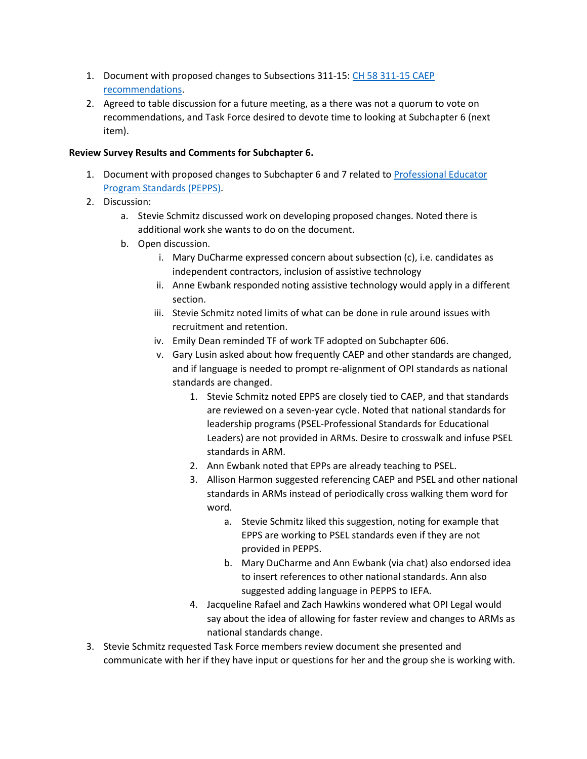1. Document with proposed changes to Subsections 311-15: [CH 58 311-15 CAEP recommendations](#).
2. Agreed to table discussion for a future meeting, as a there was not a quorum to vote on recommendations, and Task Force desired to devote time to looking at Subchapter 6 (next item).

**Review Survey Results and Comments for Subchapter 6.**

1. Document with proposed changes to Subchapter 6 and 7 related to [Professional Educator Program Standards (PEPPS)](#).
2. Discussion:
   a. Stevie Schmitz discussed work on developing proposed changes. Noted there is additional work she wants to do on the document.
   b. Open discussion.
      i. Mary DuCharme expressed concern about subsection (c), i.e. candidates as independent contractors, inclusion of assistive technology
      ii. Anne Ewbank responded noting assistive technology would apply in a different section.
      iii. Stevie Schmitz noted limits of what can be done in rule around issues with recruitment and retention.
      iv. Emily Dean reminded TF of work TF adopted on Subchapter 606.
      v. Gary Lusin asked about how frequently CAEP and other standards are changed, and if language is needed to prompt re-alignment of OPI standards as national standards are changed.
         1. Stevie Schmitz noted EPPS are closely tied to CAEP, and that standards are reviewed on a seven-year cycle. Noted that national standards for leadership programs (PSEL-Professional Standards for Educational Leaders) are not provided in ARMs. Desire to crosswalk and infuse PSEL standards in ARM.
         2. Ann Ewbank noted that EPPs are already teaching to PSEL.
         3. Allison Harmon suggested referencing CAEP and PSEL and other national standards in ARMs instead of periodically cross walking them word for word.
            a. Stevie Schmitz liked this suggestion, noting for example that EPPS are working to PSEL standards even if they are not provided in PEPPS.
            b. Mary DuCharme and Ann Ewbank (via chat) also endorsed idea to insert references to other national standards. Ann also suggested adding language in PEPPS to IEFA.
         4. Jacqueline Rafael and Zach Hawkins wondered what OPI Legal would say about the idea of allowing for faster review and changes to ARMs as national standards change.
3. Stevie Schmitz requested Task Force members review document she presented and communicate with her if they have input or questions for her and the group she is working with.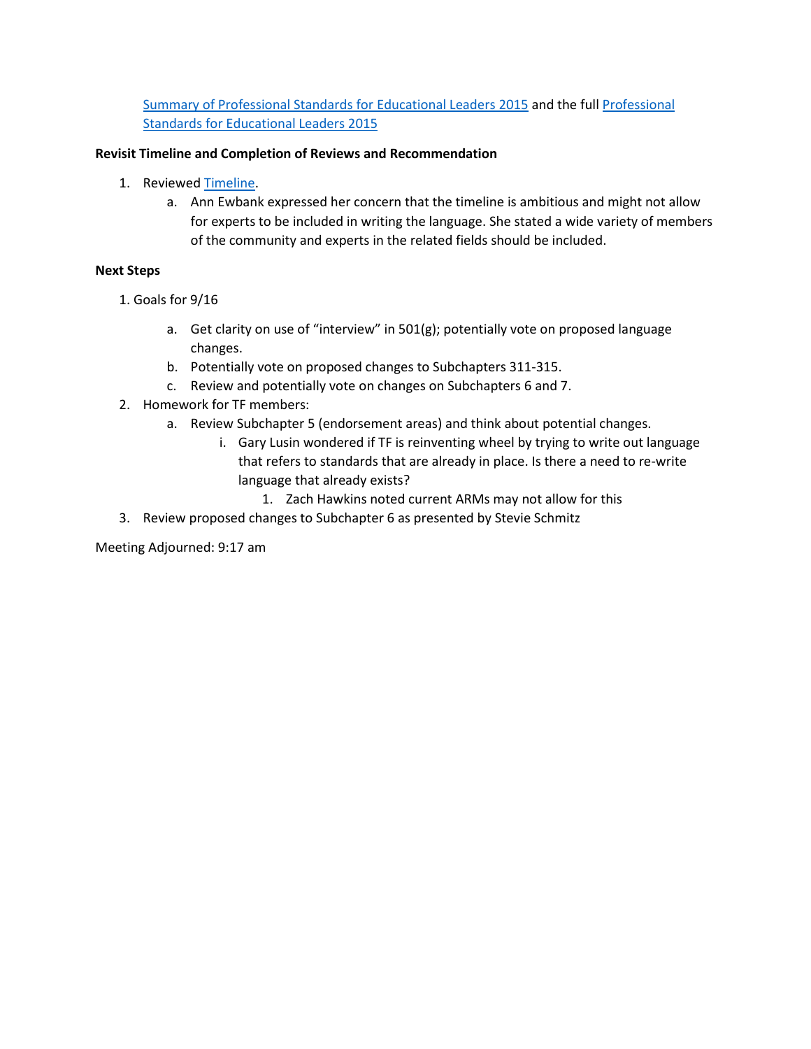Summary of Professional Standards for Educational Leaders 2015 and the full Professional Standards for Educational Leaders 2015

**Revisit Timeline and Completion of Reviews and Recommendation**

1. Reviewed Timeline.
   a. Ann Ewbank expressed her concern that the timeline is ambitious and might not allow for experts to be included in writing the language. She stated a wide variety of members of the community and experts in the related fields should be included.

**Next Steps**

1. Goals for 9/16
   a. Get clarity on use of "interview" in 501(g); potentially vote on proposed language changes.
   b. Potentially vote on proposed changes to Subchapters 311-315.
   c. Review and potentially vote on changes on Subchapters 6 and 7.
2. Homework for TF members:
   a. Review Subchapter 5 (endorsement areas) and think about potential changes.
      i. Gary Lusin wondered if TF is reinventing wheel by trying to write out language that refers to standards that are already in place. Is there a need to re-write language that already exists?
         1. Zach Hawkins noted current ARMs may not allow for this
3. Review proposed changes to Subchapter 6 as presented by Stevie Schmitz

Meeting Adjourned: 9:17 am